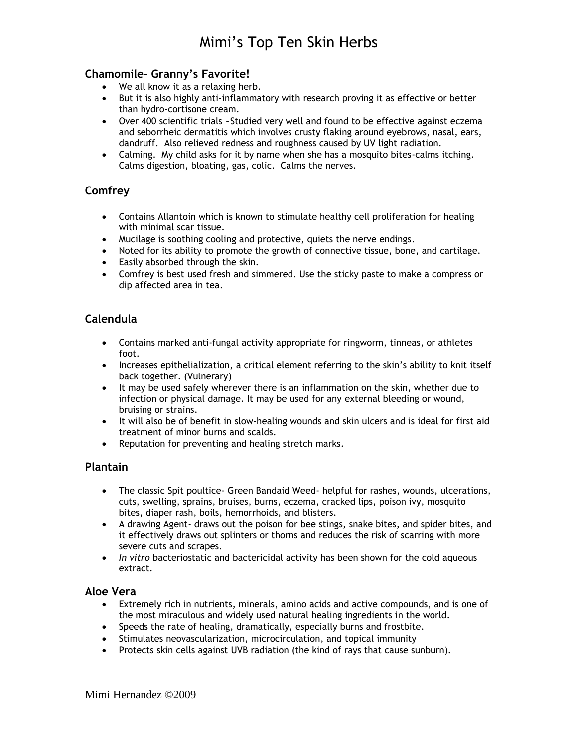# Mimi's Top Ten Skin Herbs

### Chamomile- Granny's Favorite!

- We all know it as a relaxing herb.
- But it is also highly anti-inflammatory with research proving it as effective or better than hydro-cortisone cream.
- Over 400 scientific trials ~Studied very well and found to be effective against eczema and seborrheic dermatitis which involves crusty flaking around eyebrows, nasal, ears, dandruff. Also relieved redness and roughness caused by UV light radiation.
- Calming. My child asks for it by name when she has a mosquito bites-calms itching. Calms digestion, bloating, gas, colic. Calms the nerves.

### Comfrey

- Contains Allantoin which is known to stimulate healthy cell proliferation for healing with minimal scar tissue.
- Mucilage is soothing cooling and protective, quiets the nerve endings.
- Noted for its ability to promote the growth of connective tissue, bone, and cartilage.
- Easily absorbed through the skin.
- Comfrey is best used fresh and simmered. Use the sticky paste to make a compress or dip affected area in tea.

### Calendula

- Contains marked anti-fungal activity appropriate for ringworm, tinneas, or athletes foot.
- Increases epithelialization, a critical element referring to the skin's ability to knit itself back together. (Vulnerary)
- It may be used safely wherever there is an inflammation on the skin, whether due to infection or physical damage. It may be used for any external bleeding or wound, bruising or strains.
- It will also be of benefit in slow-healing wounds and skin ulcers and is ideal for first aid treatment of minor burns and scalds.
- Reputation for preventing and healing stretch marks.

### Plantain

- The classic Spit poultice- Green Bandaid Weed- helpful for rashes, wounds, ulcerations, cuts, swelling, sprains, bruises, burns, eczema, cracked lips, poison ivy, mosquito bites, diaper rash, boils, hemorrhoids, and blisters.
- A drawing Agent- draws out the poison for bee stings, snake bites, and spider bites, and it effectively draws out splinters or thorns and reduces the risk of scarring with more severe cuts and scrapes.
- *In vitro* bacteriostatic and bactericidal activity has been shown for the cold aqueous extract.

### Aloe Vera

- Extremely rich in nutrients, minerals, amino acids and active compounds, and is one of the most miraculous and widely used natural healing ingredients in the world.
- Speeds the rate of healing, dramatically, especially burns and frostbite.
- Stimulates neovascularization, microcirculation, and topical immunity
- Protects skin cells against UVB radiation (the kind of rays that cause sunburn).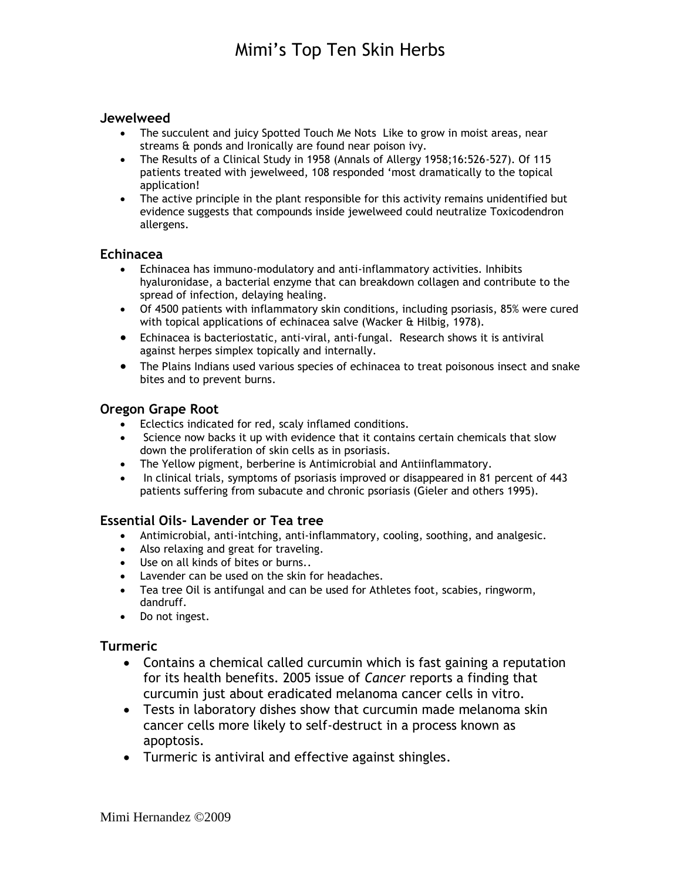# Mimi's Top Ten Skin Herbs

### Jewelweed

- The succulent and juicy Spotted Touch Me Nots Like to grow in moist areas, near streams & ponds and Ironically are found near poison ivy.
- The Results of a Clinical Study in 1958 (Annals of Allergy 1958;16:526-527). Of 115 patients treated with jewelweed, 108 responded 'most dramatically to the topical application!
- The active principle in the plant responsible for this activity remains unidentified but evidence suggests that compounds inside jewelweed could neutralize Toxicodendron allergens.

### Echinacea

- Echinacea has immuno-modulatory and anti-inflammatory activities. Inhibits hyaluronidase, a bacterial enzyme that can breakdown collagen and contribute to the spread of infection, delaying healing.
- Of 4500 patients with inflammatory skin conditions, including psoriasis, 85% were cured with topical applications of echinacea salve (Wacker & Hilbig, 1978).
- Echinacea is bacteriostatic, anti-viral, anti-fungal. Research shows it is antiviral against herpes simplex topically and internally.
- The Plains Indians used various species of echinacea to treat poisonous insect and snake bites and to prevent burns.

### Oregon Grape Root

- Eclectics indicated for red, scaly inflamed conditions.
- Science now backs it up with evidence that it contains certain chemicals that slow down the proliferation of skin cells as in psoriasis.
- The Yellow pigment, berberine is Antimicrobial and Antiinflammatory.
- In clinical trials, symptoms of psoriasis improved or disappeared in 81 percent of 443 patients suffering from subacute and chronic psoriasis (Gieler and others 1995).

### Essential Oils- Lavender or Tea tree

- Antimicrobial, anti-intching, anti-inflammatory, cooling, soothing, and analgesic.
- Also relaxing and great for traveling.
- Use on all kinds of bites or burns..
- Lavender can be used on the skin for headaches.
- Tea tree Oil is antifungal and can be used for Athletes foot, scabies, ringworm, dandruff.
- Do not ingest.

### Turmeric

- Contains a chemical called curcumin which is fast gaining a reputation for its health benefits. 2005 issue of *Cancer* reports a finding that curcumin just about eradicated melanoma cancer cells in vitro.
- Tests in laboratory dishes show that curcumin made melanoma skin cancer cells more likely to self-destruct in a process known as apoptosis.
- Turmeric is antiviral and effective against shingles.

Mimi Hernandez ©2009